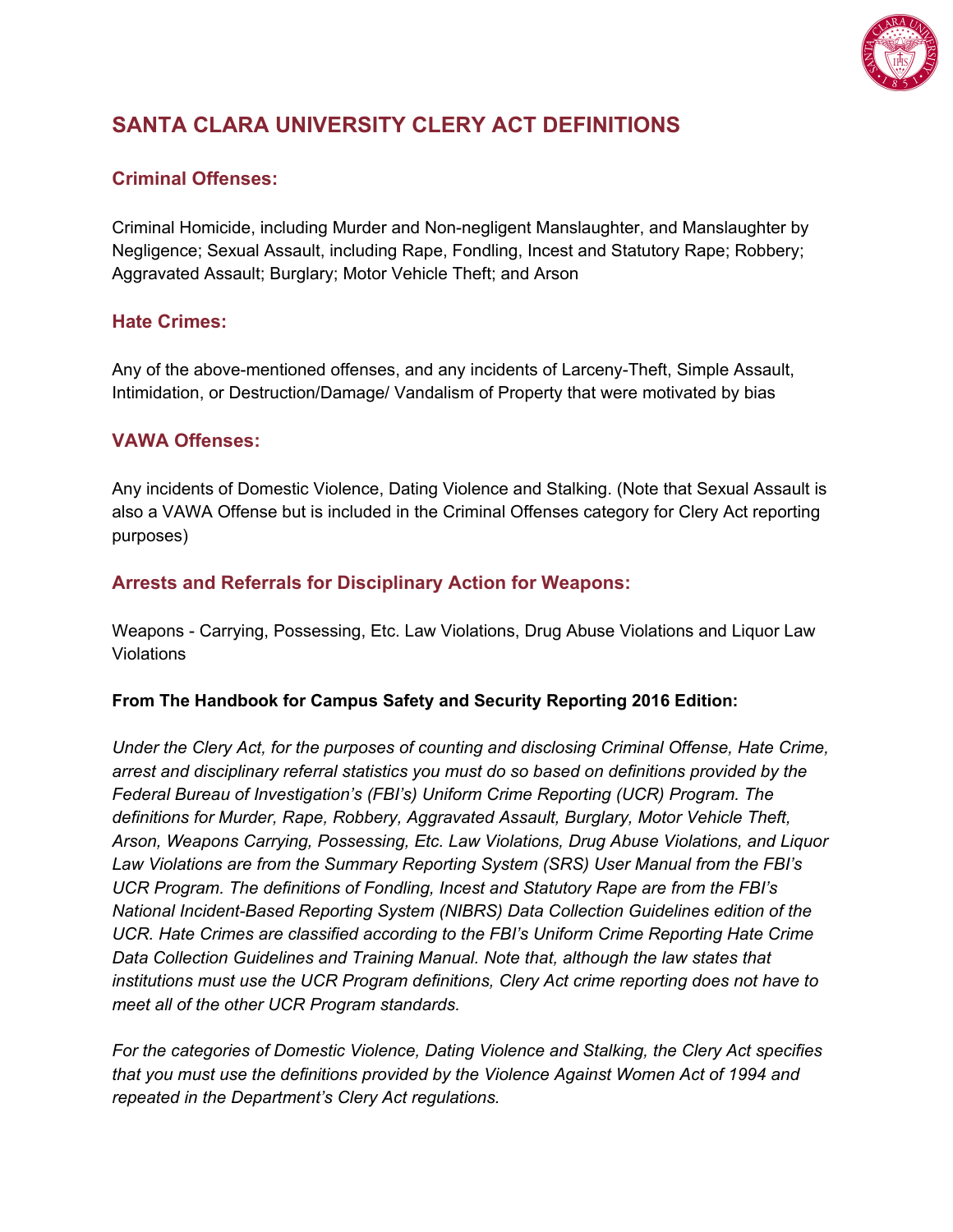# SANTA CLARA UNIVERSITY CLERY ACT DEFINITIONS

## Criminal Offenses:

Criminal Homicide, including Murder and Non-negligent Manslaughter, and Manslaughter by Negligence; Sexual Assault, including Rape, Fondling, Incest and Statutory Rape; Robbery; Aggravated Assault; Burglary; Motor Vehicle Theft; and Arson

## Hate Crimes:

Any of the above-mentioned offenses, and any incidents of Larceny-Theft, Simple Assault, Intimidation, or Destruction/Damage/ Vandalism of Property that were motivated by bias

## VAWA Offenses:

Any incidents of Domestic Violence, Dating Violence and Stalking. (Note that Sexual Assault is also a VAWA Offense but is included in the Criminal Offenses category for Clery Act reporting purposes)

## Arrests and Referrals for Disciplinary Action for Weapons:

Weapons - Carrying, Possessing, Etc. Law Violations, Drug Abuse Violations and Liquor Law Violations

**From The Handbook for Campus Safety and Security Reporting 2016 Edition:**

*Under the Clery Act, for the purposes of counting and disclosing Criminal Offense, Hate Crime, arrest and disciplinary referral statistics you must do so based on definitions provided by the Federal Bureau of Investigation's (FBI's) Uniform Crime Reporting (UCR) Program. The definitions for Murder, Rape, Robbery, Aggravated Assault, Burglary, Motor Vehicle Theft, Arson, Weapons Carrying, Possessing, Etc. Law Violations, Drug Abuse Violations, and Liquor Law Violations are from the Summary Reporting System (SRS) User Manual from the FBI's UCR Program. The definitions of Fondling, Incest and Statutory Rape are from the FBI's National Incident-Based Reporting System (NIBRS) Data Collection Guidelines edition of the UCR. Hate Crimes are classified according to the FBI's Uniform Crime Reporting Hate Crime Data Collection Guidelines and Training Manual. Note that, although the law states that institutions must use the UCR Program definitions, Clery Act crime reporting does not have to meet all of the other UCR Program standards.*

*For the categories of Domestic Violence, Dating Violence and Stalking, the Clery Act specifies that you must use the definitions provided by the Violence Against Women Act of 1994 and repeated in the Department's Clery Act regulations.*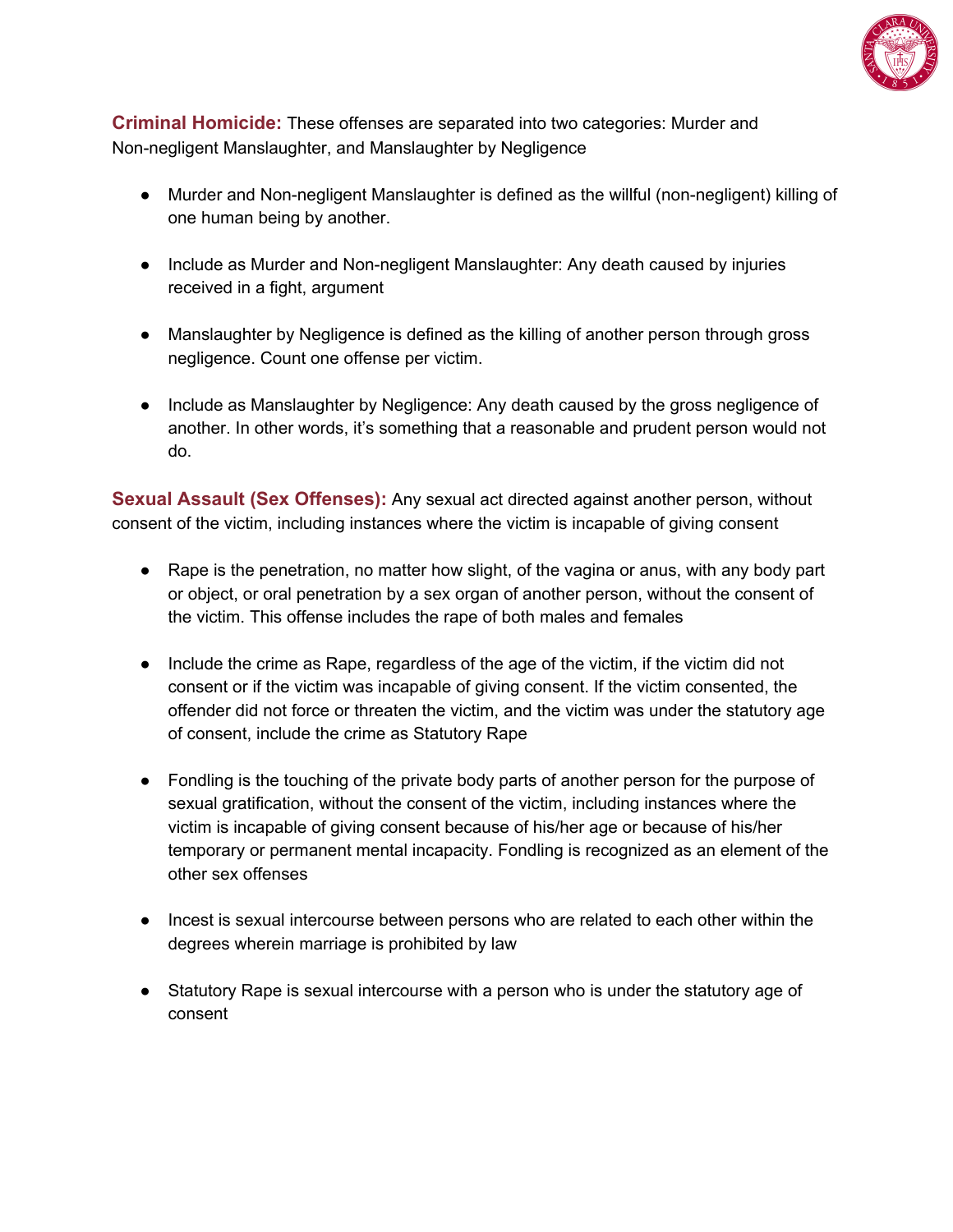**Criminal Homicide:** These offenses are separated into two categories: Murder and Non-negligent Manslaughter, and Manslaughter by Negligence

- Murder and Non-negligent Manslaughter is defined as the willful (non-negligent) killing of one human being by another.

- Include as Murder and Non-negligent Manslaughter: Any death caused by injuries received in a fight, argument

- Manslaughter by Negligence is defined as the killing of another person through gross negligence. Count one offense per victim.

- Include as Manslaughter by Negligence: Any death caused by the gross negligence of another. In other words, it's something that a reasonable and prudent person would not do.

**Sexual Assault (Sex Offenses):** Any sexual act directed against another person, without consent of the victim, including instances where the victim is incapable of giving consent

- Rape is the penetration, no matter how slight, of the vagina or anus, with any body part or object, or oral penetration by a sex organ of another person, without the consent of the victim. This offense includes the rape of both males and females

- Include the crime as Rape, regardless of the age of the victim, if the victim did not consent or if the victim was incapable of giving consent. If the victim consented, the offender did not force or threaten the victim, and the victim was under the statutory age of consent, include the crime as Statutory Rape

- Fondling is the touching of the private body parts of another person for the purpose of sexual gratification, without the consent of the victim, including instances where the victim is incapable of giving consent because of his/her age or because of his/her temporary or permanent mental incapacity. Fondling is recognized as an element of the other sex offenses

- Incest is sexual intercourse between persons who are related to each other within the degrees wherein marriage is prohibited by law

- Statutory Rape is sexual intercourse with a person who is under the statutory age of consent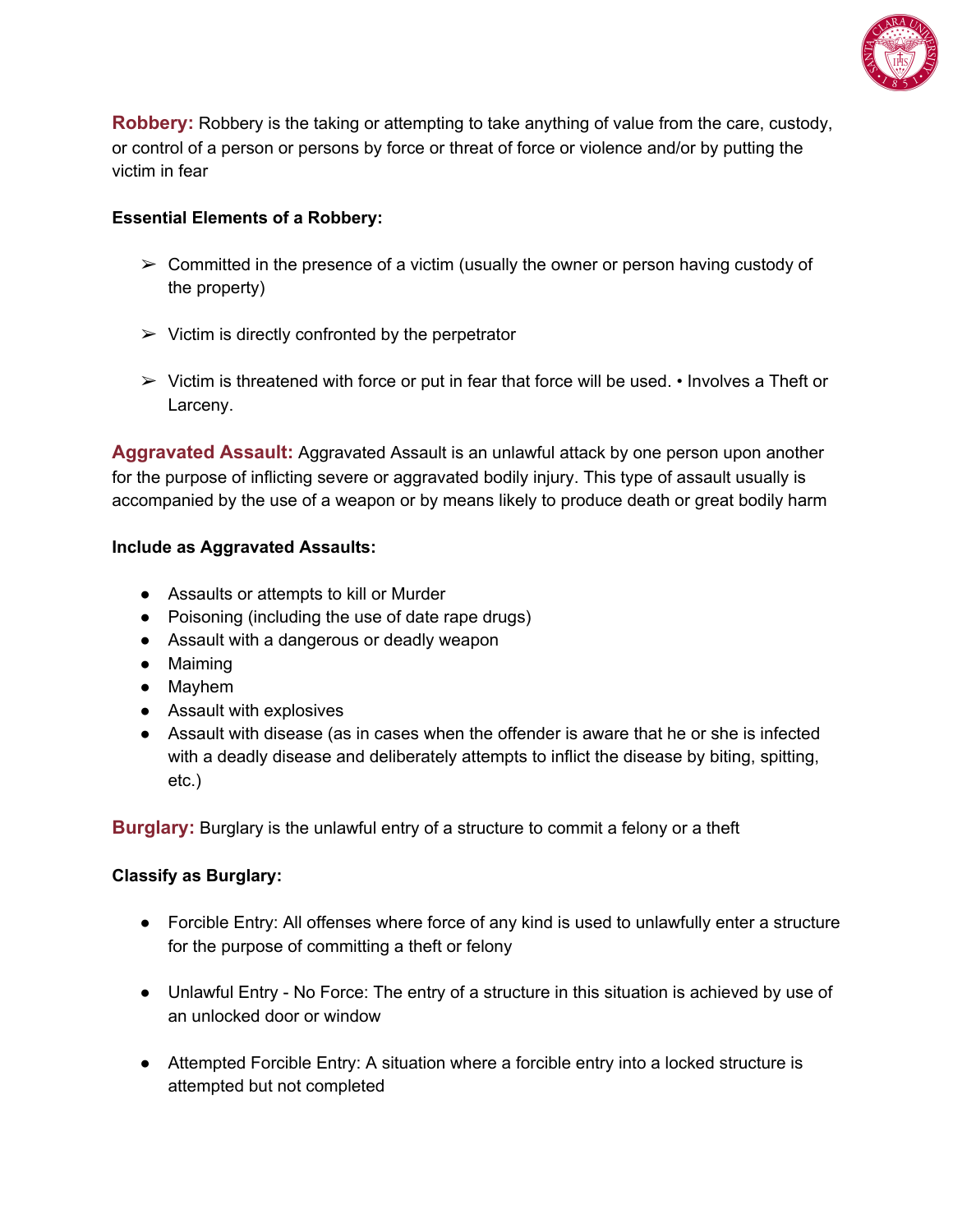**Robbery:** Robbery is the taking or attempting to take anything of value from the care, custody, or control of a person or persons by force or threat of force or violence and/or by putting the victim in fear

**Essential Elements of a Robbery:**

- Committed in the presence of a victim (usually the owner or person having custody of the property)
- Victim is directly confronted by the perpetrator
- Victim is threatened with force or put in fear that force will be used. • Involves a Theft or Larceny.

**Aggravated Assault:** Aggravated Assault is an unlawful attack by one person upon another for the purpose of inflicting severe or aggravated bodily injury. This type of assault usually is accompanied by the use of a weapon or by means likely to produce death or great bodily harm

**Include as Aggravated Assaults:**

- Assaults or attempts to kill or Murder
- Poisoning (including the use of date rape drugs)
- Assault with a dangerous or deadly weapon
- Maiming
- Mayhem
- Assault with explosives
- Assault with disease (as in cases when the offender is aware that he or she is infected with a deadly disease and deliberately attempts to inflict the disease by biting, spitting, etc.)

**Burglary:** Burglary is the unlawful entry of a structure to commit a felony or a theft

**Classify as Burglary:**

- Forcible Entry: All offenses where force of any kind is used to unlawfully enter a structure for the purpose of committing a theft or felony
- Unlawful Entry - No Force: The entry of a structure in this situation is achieved by use of an unlocked door or window
- Attempted Forcible Entry: A situation where a forcible entry into a locked structure is attempted but not completed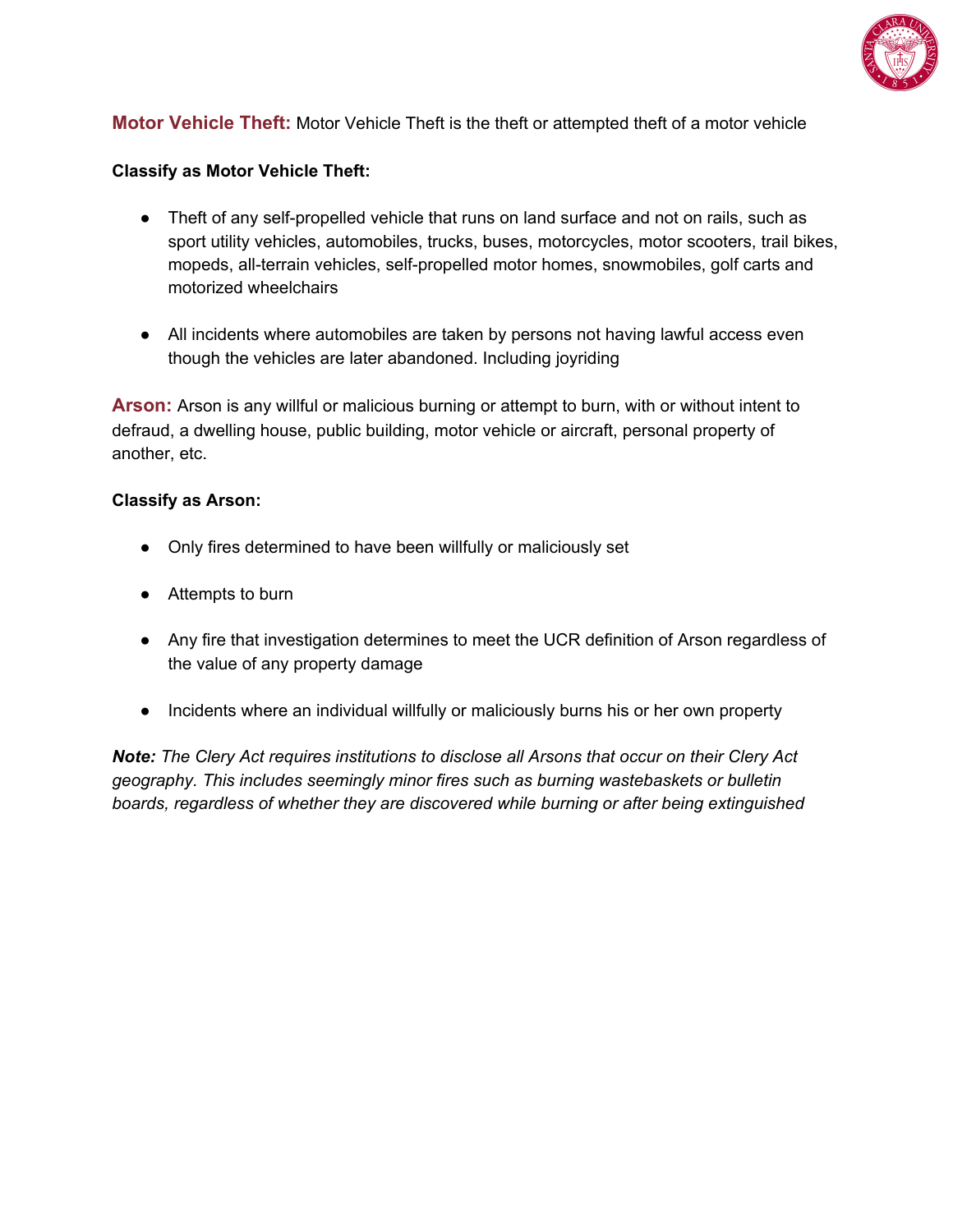**Motor Vehicle Theft:** Motor Vehicle Theft is the theft or attempted theft of a motor vehicle

**Classify as Motor Vehicle Theft:**

- Theft of any self-propelled vehicle that runs on land surface and not on rails, such as sport utility vehicles, automobiles, trucks, buses, motorcycles, motor scooters, trail bikes, mopeds, all-terrain vehicles, self-propelled motor homes, snowmobiles, golf carts and motorized wheelchairs
- All incidents where automobiles are taken by persons not having lawful access even though the vehicles are later abandoned. Including joyriding

**Arson:** Arson is any willful or malicious burning or attempt to burn, with or without intent to defraud, a dwelling house, public building, motor vehicle or aircraft, personal property of another, etc.

**Classify as Arson:**

- Only fires determined to have been willfully or maliciously set
- Attempts to burn
- Any fire that investigation determines to meet the UCR definition of Arson regardless of the value of any property damage
- Incidents where an individual willfully or maliciously burns his or her own property

***Note:*** *The Clery Act requires institutions to disclose all Arsons that occur on their Clery Act geography. This includes seemingly minor fires such as burning wastebaskets or bulletin boards, regardless of whether they are discovered while burning or after being extinguished*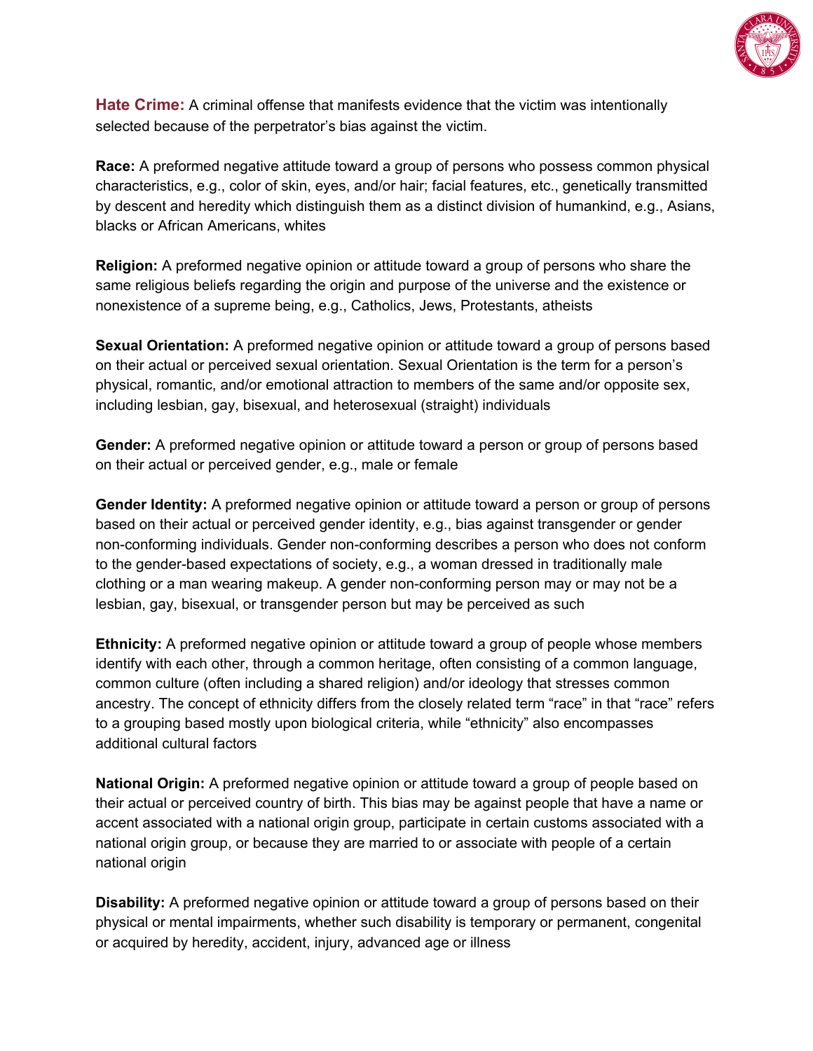**Hate Crime:** A criminal offense that manifests evidence that the victim was intentionally selected because of the perpetrator's bias against the victim.

**Race:** A preformed negative attitude toward a group of persons who possess common physical characteristics, e.g., color of skin, eyes, and/or hair; facial features, etc., genetically transmitted by descent and heredity which distinguish them as a distinct division of humankind, e.g., Asians, blacks or African Americans, whites

**Religion:** A preformed negative opinion or attitude toward a group of persons who share the same religious beliefs regarding the origin and purpose of the universe and the existence or nonexistence of a supreme being, e.g., Catholics, Jews, Protestants, atheists

**Sexual Orientation:** A preformed negative opinion or attitude toward a group of persons based on their actual or perceived sexual orientation. Sexual Orientation is the term for a person's physical, romantic, and/or emotional attraction to members of the same and/or opposite sex, including lesbian, gay, bisexual, and heterosexual (straight) individuals

**Gender:** A preformed negative opinion or attitude toward a person or group of persons based on their actual or perceived gender, e.g., male or female

**Gender Identity:** A preformed negative opinion or attitude toward a person or group of persons based on their actual or perceived gender identity, e.g., bias against transgender or gender non-conforming individuals. Gender non-conforming describes a person who does not conform to the gender-based expectations of society, e.g., a woman dressed in traditionally male clothing or a man wearing makeup. A gender non-conforming person may or may not be a lesbian, gay, bisexual, or transgender person but may be perceived as such

**Ethnicity:** A preformed negative opinion or attitude toward a group of people whose members identify with each other, through a common heritage, often consisting of a common language, common culture (often including a shared religion) and/or ideology that stresses common ancestry. The concept of ethnicity differs from the closely related term "race" in that "race" refers to a grouping based mostly upon biological criteria, while "ethnicity" also encompasses additional cultural factors

**National Origin:** A preformed negative opinion or attitude toward a group of people based on their actual or perceived country of birth. This bias may be against people that have a name or accent associated with a national origin group, participate in certain customs associated with a national origin group, or because they are married to or associate with people of a certain national origin

**Disability:** A preformed negative opinion or attitude toward a group of persons based on their physical or mental impairments, whether such disability is temporary or permanent, congenital or acquired by heredity, accident, injury, advanced age or illness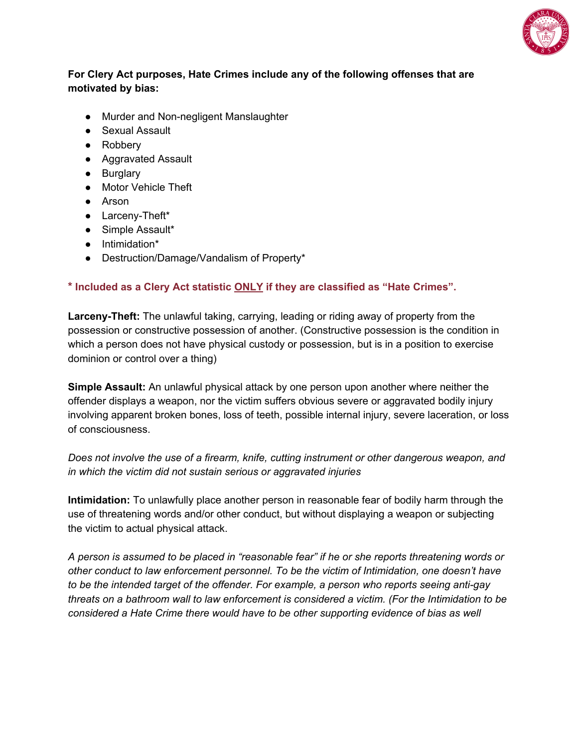**For Clery Act purposes, Hate Crimes include any of the following offenses that are motivated by bias:**

- Murder and Non-negligent Manslaughter
- Sexual Assault
- Robbery
- Aggravated Assault
- Burglary
- Motor Vehicle Theft
- Arson
- Larceny-Theft*
- Simple Assault*
- Intimidation*
- Destruction/Damage/Vandalism of Property*

**\* Included as a Clery Act statistic <u>ONLY</u> if they are classified as "Hate Crimes".**

**Larceny-Theft:** The unlawful taking, carrying, leading or riding away of property from the possession or constructive possession of another. (Constructive possession is the condition in which a person does not have physical custody or possession, but is in a position to exercise dominion or control over a thing)

**Simple Assault:** An unlawful physical attack by one person upon another where neither the offender displays a weapon, nor the victim suffers obvious severe or aggravated bodily injury involving apparent broken bones, loss of teeth, possible internal injury, severe laceration, or loss of consciousness.

*Does not involve the use of a firearm, knife, cutting instrument or other dangerous weapon, and in which the victim did not sustain serious or aggravated injuries*

**Intimidation:** To unlawfully place another person in reasonable fear of bodily harm through the use of threatening words and/or other conduct, but without displaying a weapon or subjecting the victim to actual physical attack.

*A person is assumed to be placed in "reasonable fear" if he or she reports threatening words or other conduct to law enforcement personnel. To be the victim of Intimidation, one doesn't have to be the intended target of the offender. For example, a person who reports seeing anti-gay threats on a bathroom wall to law enforcement is considered a victim. (For the Intimidation to be considered a Hate Crime there would have to be other supporting evidence of bias as well*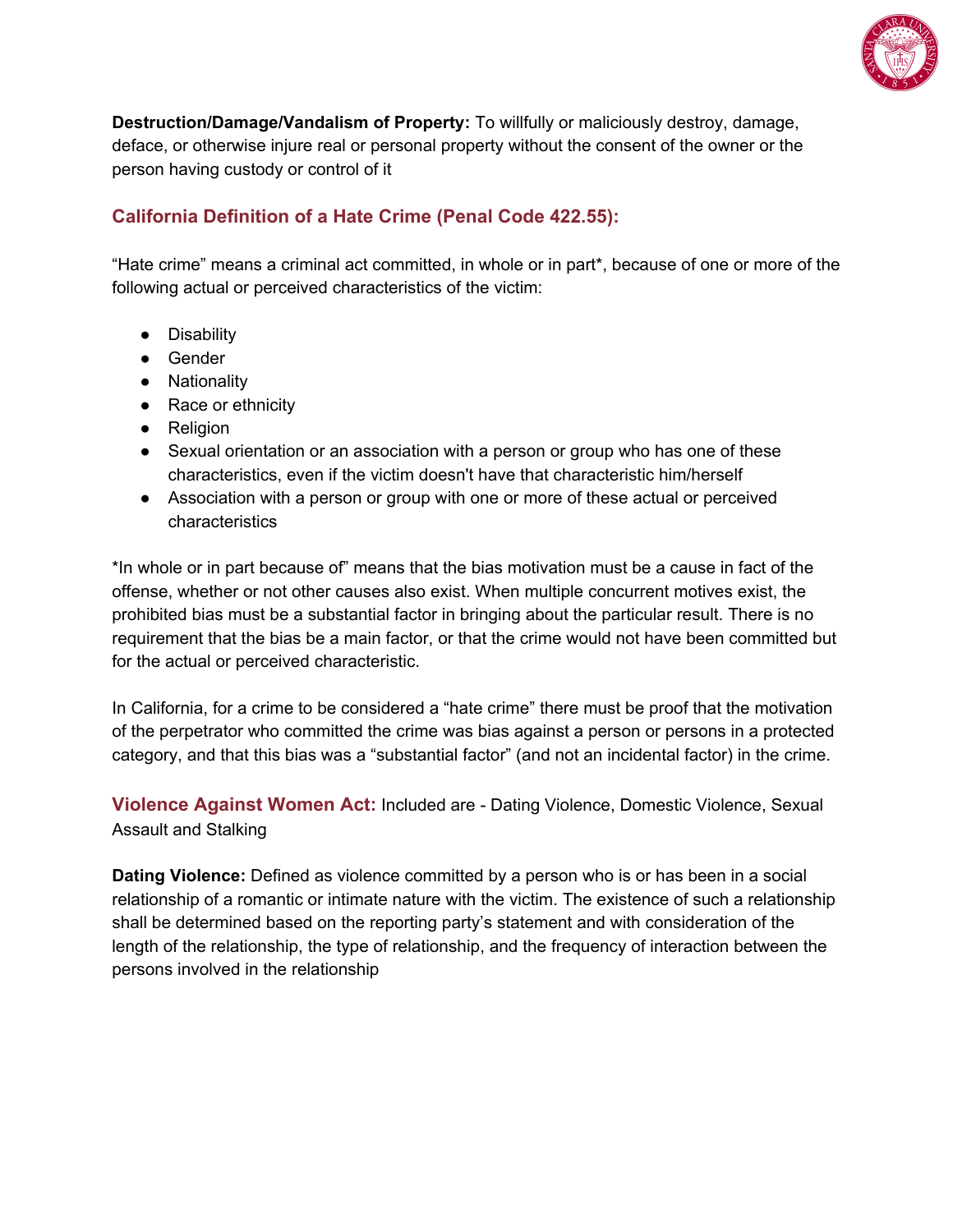**Destruction/Damage/Vandalism of Property:** To willfully or maliciously destroy, damage, deface, or otherwise injure real or personal property without the consent of the owner or the person having custody or control of it

## California Definition of a Hate Crime (Penal Code 422.55):

"Hate crime" means a criminal act committed, in whole or in part*, because of one or more of the following actual or perceived characteristics of the victim:

- Disability
- Gender
- Nationality
- Race or ethnicity
- Religion
- Sexual orientation or an association with a person or group who has one of these characteristics, even if the victim doesn't have that characteristic him/herself
- Association with a person or group with one or more of these actual or perceived characteristics

*In whole or in part because of" means that the bias motivation must be a cause in fact of the offense, whether or not other causes also exist. When multiple concurrent motives exist, the prohibited bias must be a substantial factor in bringing about the particular result. There is no requirement that the bias be a main factor, or that the crime would not have been committed but for the actual or perceived characteristic.

In California, for a crime to be considered a "hate crime" there must be proof that the motivation of the perpetrator who committed the crime was bias against a person or persons in a protected category, and that this bias was a "substantial factor" (and not an incidental factor) in the crime.

**Violence Against Women Act:** Included are - Dating Violence, Domestic Violence, Sexual Assault and Stalking

**Dating Violence:** Defined as violence committed by a person who is or has been in a social relationship of a romantic or intimate nature with the victim. The existence of such a relationship shall be determined based on the reporting party's statement and with consideration of the length of the relationship, the type of relationship, and the frequency of interaction between the persons involved in the relationship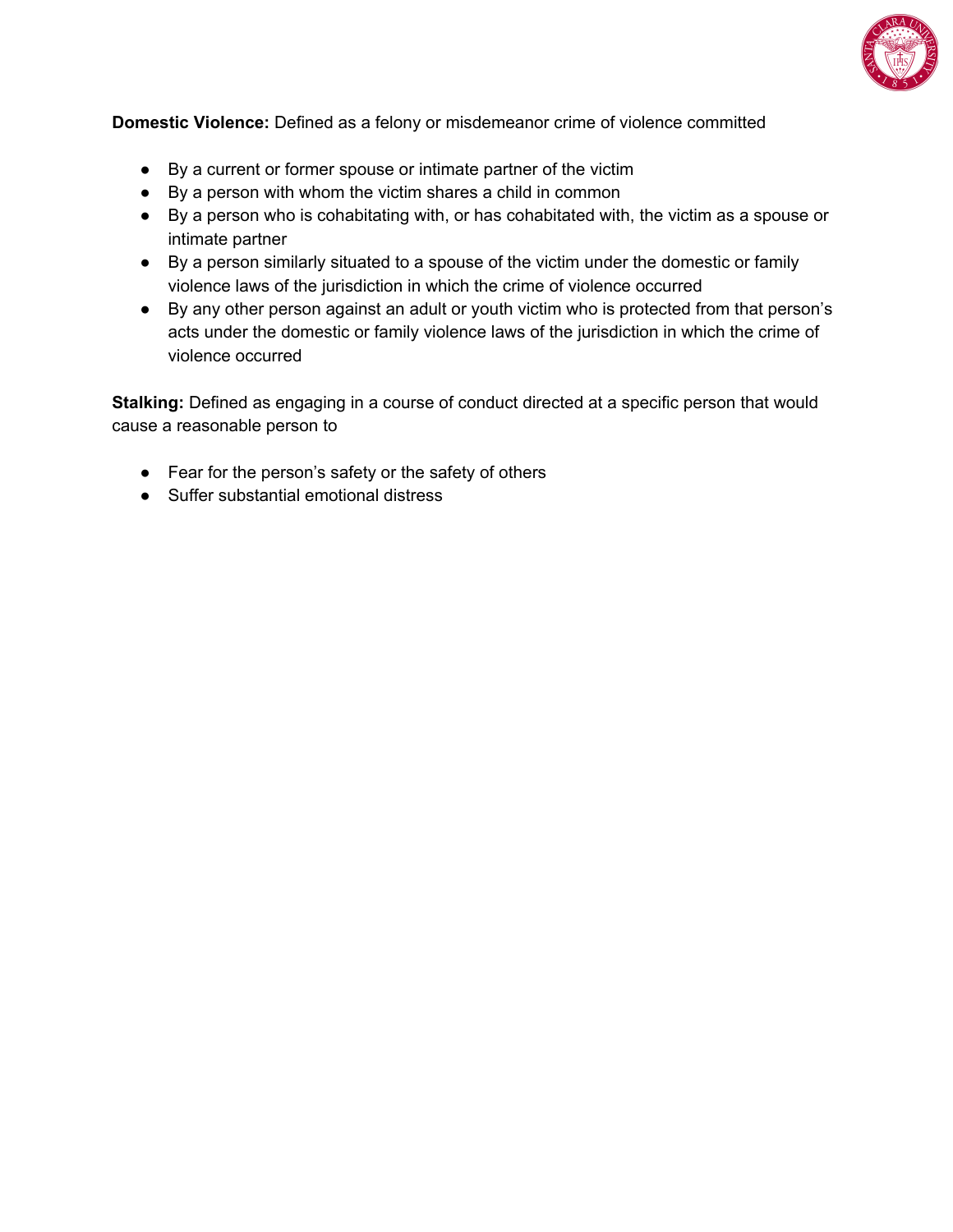**Domestic Violence:** Defined as a felony or misdemeanor crime of violence committed

- By a current or former spouse or intimate partner of the victim
- By a person with whom the victim shares a child in common
- By a person who is cohabitating with, or has cohabitated with, the victim as a spouse or intimate partner
- By a person similarly situated to a spouse of the victim under the domestic or family violence laws of the jurisdiction in which the crime of violence occurred
- By any other person against an adult or youth victim who is protected from that person's acts under the domestic or family violence laws of the jurisdiction in which the crime of violence occurred

**Stalking:** Defined as engaging in a course of conduct directed at a specific person that would cause a reasonable person to

- Fear for the person's safety or the safety of others
- Suffer substantial emotional distress